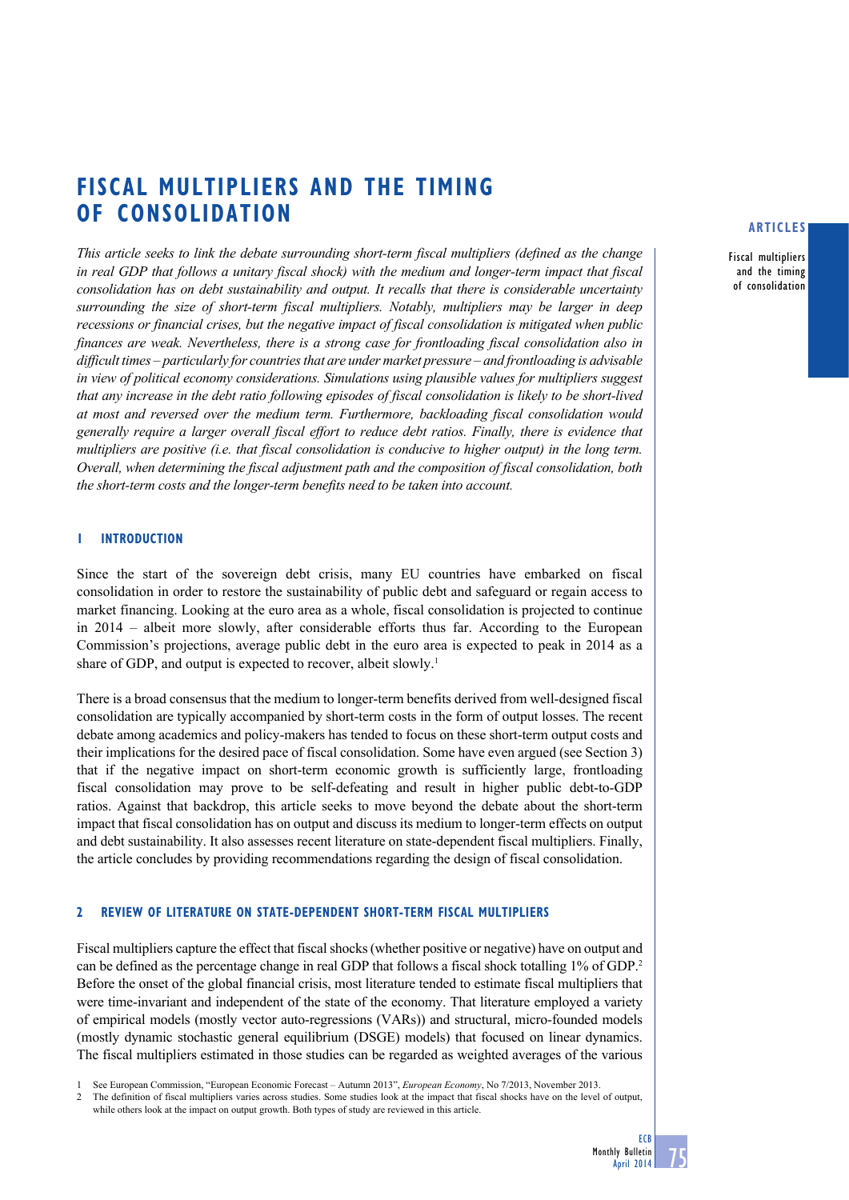# FISCAL MULTIPLIERS AND THE TIMING OF CONSOLIDATION

*This article seeks to link the debate surrounding short-term fiscal multipliers (defined as the change in real GDP that follows a unitary fiscal shock) with the medium and longer-term impact that fiscal consolidation has on debt sustainability and output. It recalls that there is considerable uncertainty surrounding the size of short-term fiscal multipliers. Notably, multipliers may be larger in deep recessions or financial crises, but the negative impact of fiscal consolidation is mitigated when public finances are weak. Nevertheless, there is a strong case for frontloading fiscal consolidation also in difficult times – particularly for countries that are under market pressure – and frontloading is advisable in view of political economy considerations. Simulations using plausible values for multipliers suggest that any increase in the debt ratio following episodes of fiscal consolidation is likely to be short-lived at most and reversed over the medium term. Furthermore, backloading fiscal consolidation would generally require a larger overall fiscal effort to reduce debt ratios. Finally, there is evidence that multipliers are positive (i.e. that fiscal consolidation is conducive to higher output) in the long term. Overall, when determining the fiscal adjustment path and the composition of fiscal consolidation, both the short-term costs and the longer-term benefits need to be taken into account.*

## 1 INTRODUCTION

Since the start of the sovereign debt crisis, many EU countries have embarked on fiscal consolidation in order to restore the sustainability of public debt and safeguard or regain access to market financing. Looking at the euro area as a whole, fiscal consolidation is projected to continue in 2014 – albeit more slowly, after considerable efforts thus far. According to the European Commission's projections, average public debt in the euro area is expected to peak in 2014 as a share of GDP, and output is expected to recover, albeit slowly.[1]

There is a broad consensus that the medium to longer-term benefits derived from well-designed fiscal consolidation are typically accompanied by short-term costs in the form of output losses. The recent debate among academics and policy-makers has tended to focus on these short-term output costs and their implications for the desired pace of fiscal consolidation. Some have even argued (see Section 3) that if the negative impact on short-term economic growth is sufficiently large, frontloading fiscal consolidation may prove to be self-defeating and result in higher public debt-to-GDP ratios. Against that backdrop, this article seeks to move beyond the debate about the short-term impact that fiscal consolidation has on output and discuss its medium to longer-term effects on output and debt sustainability. It also assesses recent literature on state-dependent fiscal multipliers. Finally, the article concludes by providing recommendations regarding the design of fiscal consolidation.

## 2 REVIEW OF LITERATURE ON STATE-DEPENDENT SHORT-TERM FISCAL MULTIPLIERS

Fiscal multipliers capture the effect that fiscal shocks (whether positive or negative) have on output and can be defined as the percentage change in real GDP that follows a fiscal shock totalling 1% of GDP.[2] Before the onset of the global financial crisis, most literature tended to estimate fiscal multipliers that were time-invariant and independent of the state of the economy. That literature employed a variety of empirical models (mostly vector auto-regressions (VARs)) and structural, micro-founded models (mostly dynamic stochastic general equilibrium (DSGE) models) that focused on linear dynamics. The fiscal multipliers estimated in those studies can be regarded as weighted averages of the various

1 See European Commission, "European Economic Forecast – Autumn 2013", *European Economy*, No 7/2013, November 2013.

2 The definition of fiscal multipliers varies across studies. Some studies look at the impact that fiscal shocks have on the level of output, while others look at the impact on output growth. Both types of study are reviewed in this article.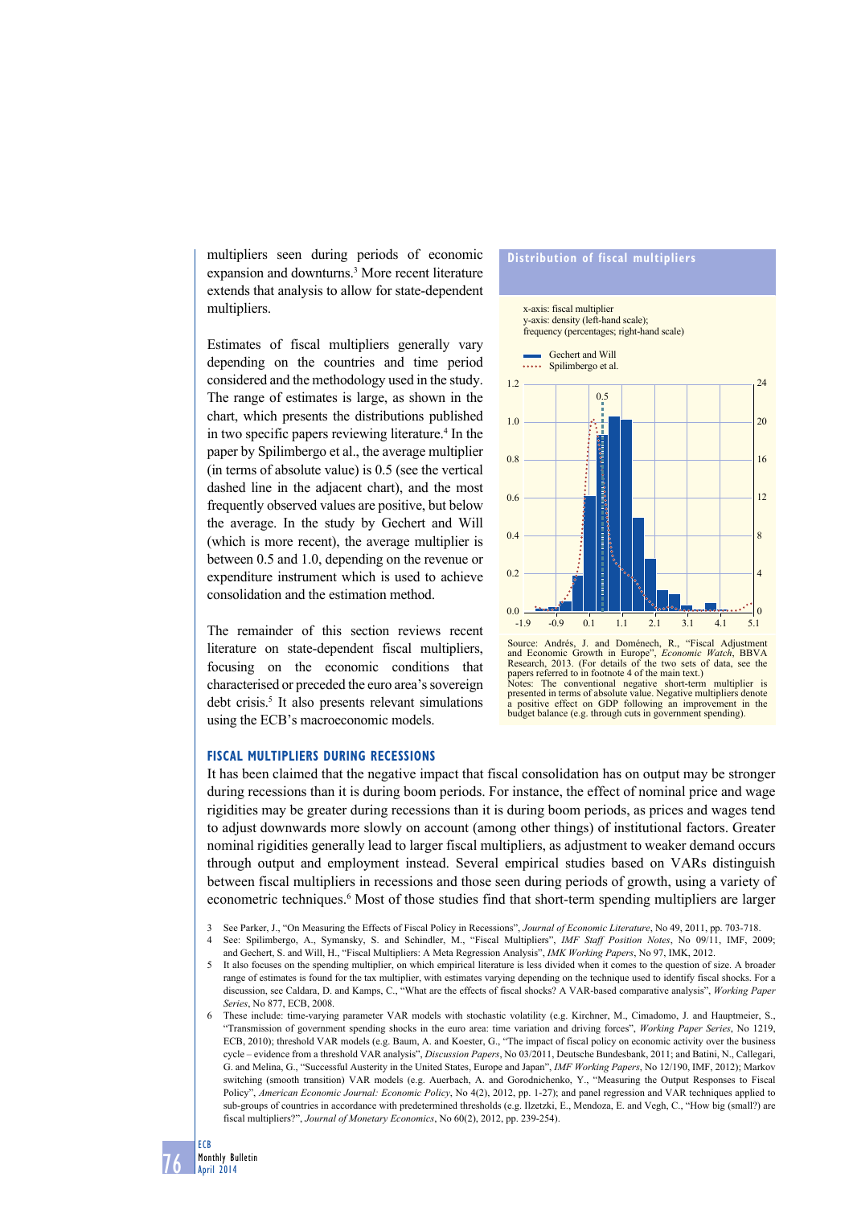multipliers seen during periods of economic expansion and downturns.[3] More recent literature extends that analysis to allow for state-dependent multipliers.

Estimates of fiscal multipliers generally vary depending on the countries and time period considered and the methodology used in the study. The range of estimates is large, as shown in the chart, which presents the distributions published in two specific papers reviewing literature.[4] In the paper by Spilimbergo et al., the average multiplier (in terms of absolute value) is 0.5 (see the vertical dashed line in the adjacent chart), and the most frequently observed values are positive, but below the average. In the study by Gechert and Will (which is more recent), the average multiplier is between 0.5 and 1.0, depending on the revenue or expenditure instrument which is used to achieve consolidation and the estimation method.

The remainder of this section reviews recent literature on state-dependent fiscal multipliers, focusing on the economic conditions that characterised or preceded the euro area's sovereign debt crisis.[5] It also presents relevant simulations using the ECB's macroeconomic models.

**Distribution of fiscal multipliers**

x-axis: fiscal multiplier
y-axis: density (left-hand scale);
frequency (percentages; right-hand scale)

Gechert and Will
Spilimbergo et al.

1.2
1.0
0.8
0.6
0.4
0.2
0.0

24
20
16
12
8
4
0

0.5

-1.9 -0.9 0.1 1.1 2.1 3.1 4.1 5.1

Source: Andrés, J. and Doménech, R., "Fiscal Adjustment and Economic Growth in Europe", *Economic Watch*, BBVA Research, 2013. (For details of the two sets of data, see the papers referred to in footnote 4 of the main text.)
Notes: The conventional negative short-term multiplier is presented in terms of absolute value. Negative multipliers denote a positive effect on GDP following an improvement in the budget balance (e.g. through cuts in government spending).

## FISCAL MULTIPLIERS DURING RECESSIONS

It has been claimed that the negative impact that fiscal consolidation has on output may be stronger during recessions than it is during boom periods. For instance, the effect of nominal price and wage rigidities may be greater during recessions than it is during boom periods, as prices and wages tend to adjust downwards more slowly on account (among other things) of institutional factors. Greater nominal rigidities generally lead to larger fiscal multipliers, as adjustment to weaker demand occurs through output and employment instead. Several empirical studies based on VARs distinguish between fiscal multipliers in recessions and those seen during periods of growth, using a variety of econometric techniques.[6] Most of those studies find that short-term spending multipliers are larger

3 See Parker, J., "On Measuring the Effects of Fiscal Policy in Recessions", *Journal of Economic Literature*, No 49, 2011, pp. 703-718.

4 See: Spilimbergo, A., Symansky, S. and Schindler, M., "Fiscal Multipliers", *IMF Staff Position Notes*, No 09/11, IMF, 2009; and Gechert, S. and Will, H., "Fiscal Multipliers: A Meta Regression Analysis", *IMK Working Papers*, No 97, IMK, 2012.

5 It also focuses on the spending multiplier, on which empirical literature is less divided when it comes to the question of size. A broader range of estimates is found for the tax multiplier, with estimates varying depending on the technique used to identify fiscal shocks. For a discussion, see Caldara, D. and Kamps, C., "What are the effects of fiscal shocks? A VAR-based comparative analysis", *Working Paper Series*, No 877, ECB, 2008.

6 These include: time-varying parameter VAR models with stochastic volatility (e.g. Kirchner, M., Cimadomo, J. and Hauptmeier, S., "Transmission of government spending shocks in the euro area: time variation and driving forces", *Working Paper Series*, No 1219, ECB, 2010); threshold VAR models (e.g. Baum, A. and Koester, G., "The impact of fiscal policy on economic activity over the business cycle – evidence from a threshold VAR analysis", *Discussion Papers*, No 03/2011, Deutsche Bundesbank, 2011; and Batini, N., Callegari, G. and Melina, G., "Successful Austerity in the United States, Europe and Japan", *IMF Working Papers*, No 12/190, IMF, 2012); Markov switching (smooth transition) VAR models (e.g. Auerbach, A. and Gorodnichenko, Y., "Measuring the Output Responses to Fiscal Policy", *American Economic Journal: Economic Policy*, No 4(2), 2012, pp. 1-27); and panel regression and VAR techniques applied to sub-groups of countries in accordance with predetermined thresholds (e.g. Ilzetzki, E., Mendoza, E. and Vegh, C., "How big (small?) are fiscal multipliers?", *Journal of Monetary Economics*, No 60(2), 2012, pp. 239-254).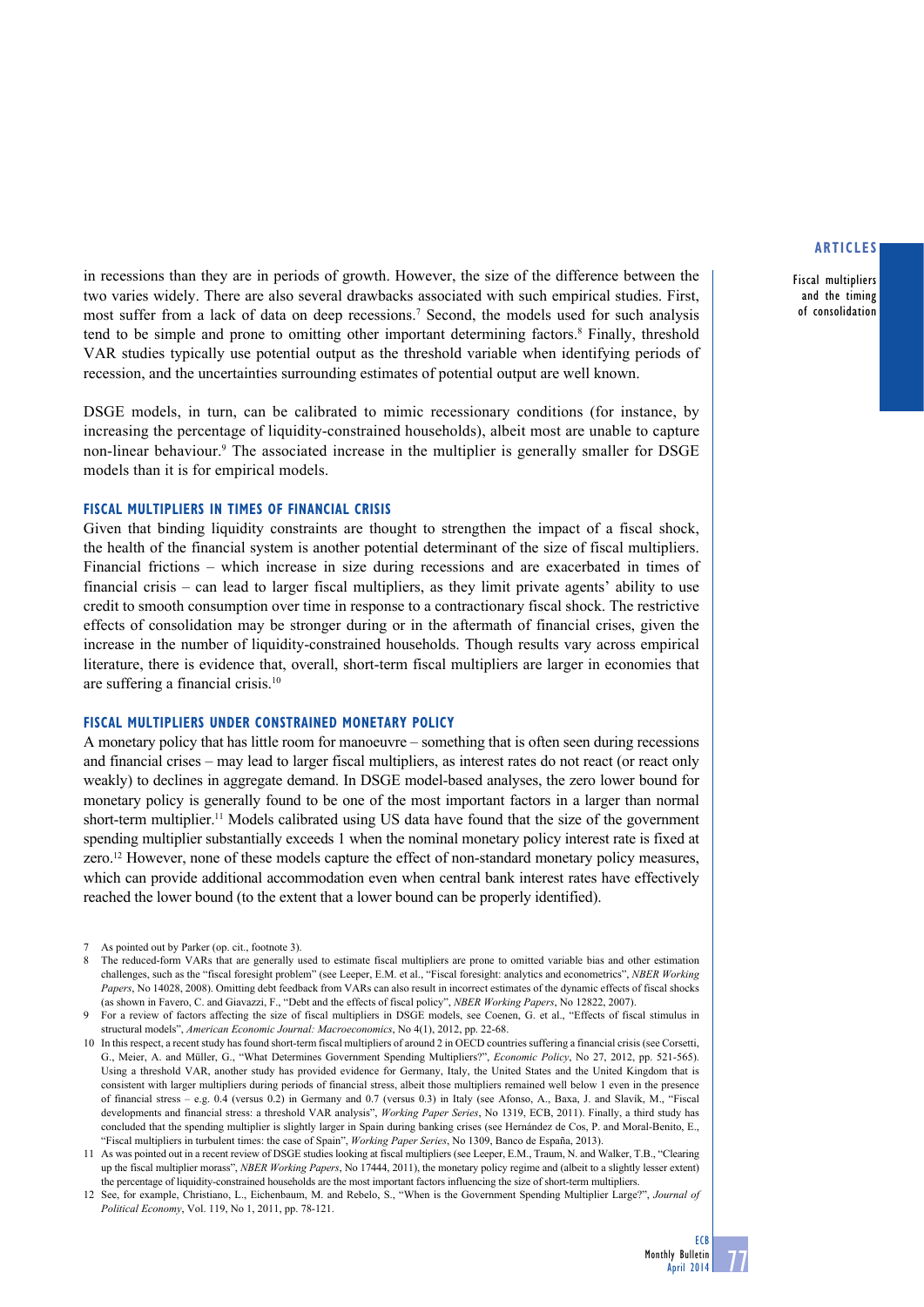in recessions than they are in periods of growth. However, the size of the difference between the two varies widely. There are also several drawbacks associated with such empirical studies. First, most suffer from a lack of data on deep recessions.[7] Second, the models used for such analysis tend to be simple and prone to omitting other important determining factors.[8] Finally, threshold VAR studies typically use potential output as the threshold variable when identifying periods of recession, and the uncertainties surrounding estimates of potential output are well known.

DSGE models, in turn, can be calibrated to mimic recessionary conditions (for instance, by increasing the percentage of liquidity-constrained households), albeit most are unable to capture non-linear behaviour.[9] The associated increase in the multiplier is generally smaller for DSGE models than it is for empirical models.

### FISCAL MULTIPLIERS IN TIMES OF FINANCIAL CRISIS

Given that binding liquidity constraints are thought to strengthen the impact of a fiscal shock, the health of the financial system is another potential determinant of the size of fiscal multipliers. Financial frictions – which increase in size during recessions and are exacerbated in times of financial crisis – can lead to larger fiscal multipliers, as they limit private agents' ability to use credit to smooth consumption over time in response to a contractionary fiscal shock. The restrictive effects of consolidation may be stronger during or in the aftermath of financial crises, given the increase in the number of liquidity-constrained households. Though results vary across empirical literature, there is evidence that, overall, short-term fiscal multipliers are larger in economies that are suffering a financial crisis.[10]

### FISCAL MULTIPLIERS UNDER CONSTRAINED MONETARY POLICY

A monetary policy that has little room for manoeuvre – something that is often seen during recessions and financial crises – may lead to larger fiscal multipliers, as interest rates do not react (or react only weakly) to declines in aggregate demand. In DSGE model-based analyses, the zero lower bound for monetary policy is generally found to be one of the most important factors in a larger than normal short-term multiplier.[11] Models calibrated using US data have found that the size of the government spending multiplier substantially exceeds 1 when the nominal monetary policy interest rate is fixed at zero.[12] However, none of these models capture the effect of non-standard monetary policy measures, which can provide additional accommodation even when central bank interest rates have effectively reached the lower bound (to the extent that a lower bound can be properly identified).

7 As pointed out by Parker (op. cit., footnote 3).

8 The reduced-form VARs that are generally used to estimate fiscal multipliers are prone to omitted variable bias and other estimation challenges, such as the "fiscal foresight problem" (see Leeper, E.M. et al., "Fiscal foresight: analytics and econometrics", *NBER Working Papers*, No 14028, 2008). Omitting debt feedback from VARs can also result in incorrect estimates of the dynamic effects of fiscal shocks (as shown in Favero, C. and Giavazzi, F., "Debt and the effects of fiscal policy", *NBER Working Papers*, No 12822, 2007).

9 For a review of factors affecting the size of fiscal multipliers in DSGE models, see Coenen, G. et al., "Effects of fiscal stimulus in structural models", *American Economic Journal: Macroeconomics*, No 4(1), 2012, pp. 22-68.

10 In this respect, a recent study has found short-term fiscal multipliers of around 2 in OECD countries suffering a financial crisis (see Corsetti, G., Meier, A. and Müller, G., "What Determines Government Spending Multipliers?", *Economic Policy*, No 27, 2012, pp. 521-565). Using a threshold VAR, another study has provided evidence for Germany, Italy, the United States and the United Kingdom that is consistent with larger multipliers during periods of financial stress, albeit those multipliers remained well below 1 even in the presence of financial stress – e.g. 0.4 (versus 0.2) in Germany and 0.7 (versus 0.3) in Italy (see Afonso, A., Baxa, J. and Slavík, M., "Fiscal developments and financial stress: a threshold VAR analysis", *Working Paper Series*, No 1319, ECB, 2011). Finally, a third study has concluded that the spending multiplier is slightly larger in Spain during banking crises (see Hernández de Cos, P. and Moral-Benito, E., "Fiscal multipliers in turbulent times: the case of Spain", *Working Paper Series*, No 1309, Banco de España, 2013).

11 As was pointed out in a recent review of DSGE studies looking at fiscal multipliers (see Leeper, E.M., Traum, N. and Walker, T.B., "Clearing up the fiscal multiplier morass", *NBER Working Papers*, No 17444, 2011), the monetary policy regime and (albeit to a slightly lesser extent) the percentage of liquidity-constrained households are the most important factors influencing the size of short-term multipliers.

12 See, for example, Christiano, L., Eichenbaum, M. and Rebelo, S., "When is the Government Spending Multiplier Large?", *Journal of Political Economy*, Vol. 119, No 1, 2011, pp. 78-121.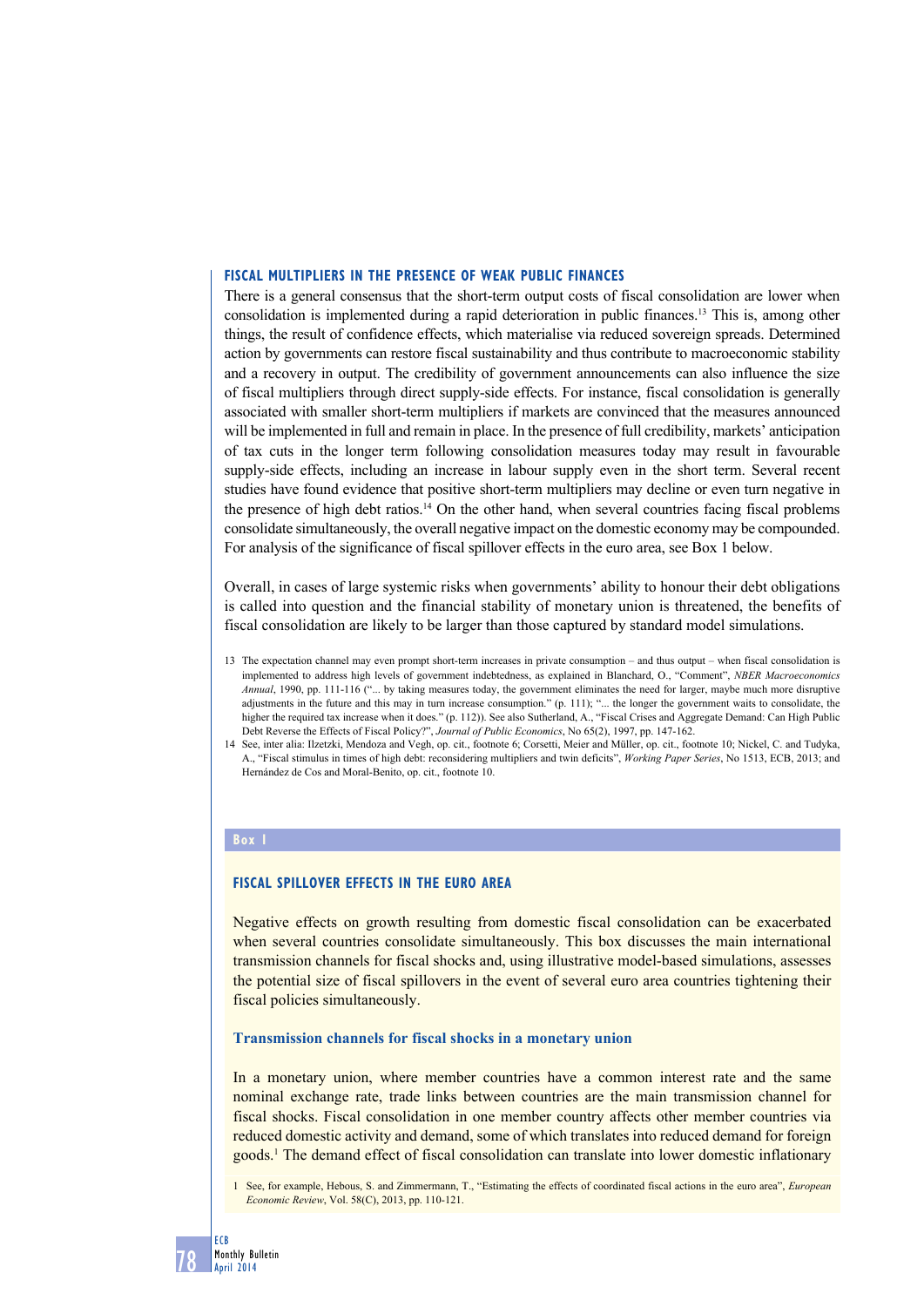### FISCAL MULTIPLIERS IN THE PRESENCE OF WEAK PUBLIC FINANCES

There is a general consensus that the short-term output costs of fiscal consolidation are lower when consolidation is implemented during a rapid deterioration in public finances.[13] This is, among other things, the result of confidence effects, which materialise via reduced sovereign spreads. Determined action by governments can restore fiscal sustainability and thus contribute to macroeconomic stability and a recovery in output. The credibility of government announcements can also influence the size of fiscal multipliers through direct supply-side effects. For instance, fiscal consolidation is generally associated with smaller short-term multipliers if markets are convinced that the measures announced will be implemented in full and remain in place. In the presence of full credibility, markets' anticipation of tax cuts in the longer term following consolidation measures today may result in favourable supply-side effects, including an increase in labour supply even in the short term. Several recent studies have found evidence that positive short-term multipliers may decline or even turn negative in the presence of high debt ratios.[14] On the other hand, when several countries facing fiscal problems consolidate simultaneously, the overall negative impact on the domestic economy may be compounded. For analysis of the significance of fiscal spillover effects in the euro area, see Box 1 below.

Overall, in cases of large systemic risks when governments' ability to honour their debt obligations is called into question and the financial stability of monetary union is threatened, the benefits of fiscal consolidation are likely to be larger than those captured by standard model simulations.

13 The expectation channel may even prompt short-term increases in private consumption – and thus output – when fiscal consolidation is implemented to address high levels of government indebtedness, as explained in Blanchard, O., "Comment", *NBER Macroeconomics Annual*, 1990, pp. 111-116 ("... by taking measures today, the government eliminates the need for larger, maybe much more disruptive adjustments in the future and this may in turn increase consumption." (p. 111); "... the longer the government waits to consolidate, the higher the required tax increase when it does." (p. 112)). See also Sutherland, A., "Fiscal Crises and Aggregate Demand: Can High Public Debt Reverse the Effects of Fiscal Policy?", *Journal of Public Economics*, No 65(2), 1997, pp. 147-162.

14 See, inter alia: Ilzetzki, Mendoza and Vegh, op. cit., footnote 6; Corsetti, Meier and Müller, op. cit., footnote 10; Nickel, C. and Tudyka, A., "Fiscal stimulus in times of high debt: reconsidering multipliers and twin deficits", *Working Paper Series*, No 1513, ECB, 2013; and Hernández de Cos and Moral-Benito, op. cit., footnote 10.

**Box 1**

### FISCAL SPILLOVER EFFECTS IN THE EURO AREA

Negative effects on growth resulting from domestic fiscal consolidation can be exacerbated when several countries consolidate simultaneously. This box discusses the main international transmission channels for fiscal shocks and, using illustrative model-based simulations, assesses the potential size of fiscal spillovers in the event of several euro area countries tightening their fiscal policies simultaneously.

#### Transmission channels for fiscal shocks in a monetary union

In a monetary union, where member countries have a common interest rate and the same nominal exchange rate, trade links between countries are the main transmission channel for fiscal shocks. Fiscal consolidation in one member country affects other member countries via reduced domestic activity and demand, some of which translates into reduced demand for foreign goods.[1] The demand effect of fiscal consolidation can translate into lower domestic inflationary

1 See, for example, Hebous, S. and Zimmermann, T., "Estimating the effects of coordinated fiscal actions in the euro area", *European Economic Review*, Vol. 58(C), 2013, pp. 110-121.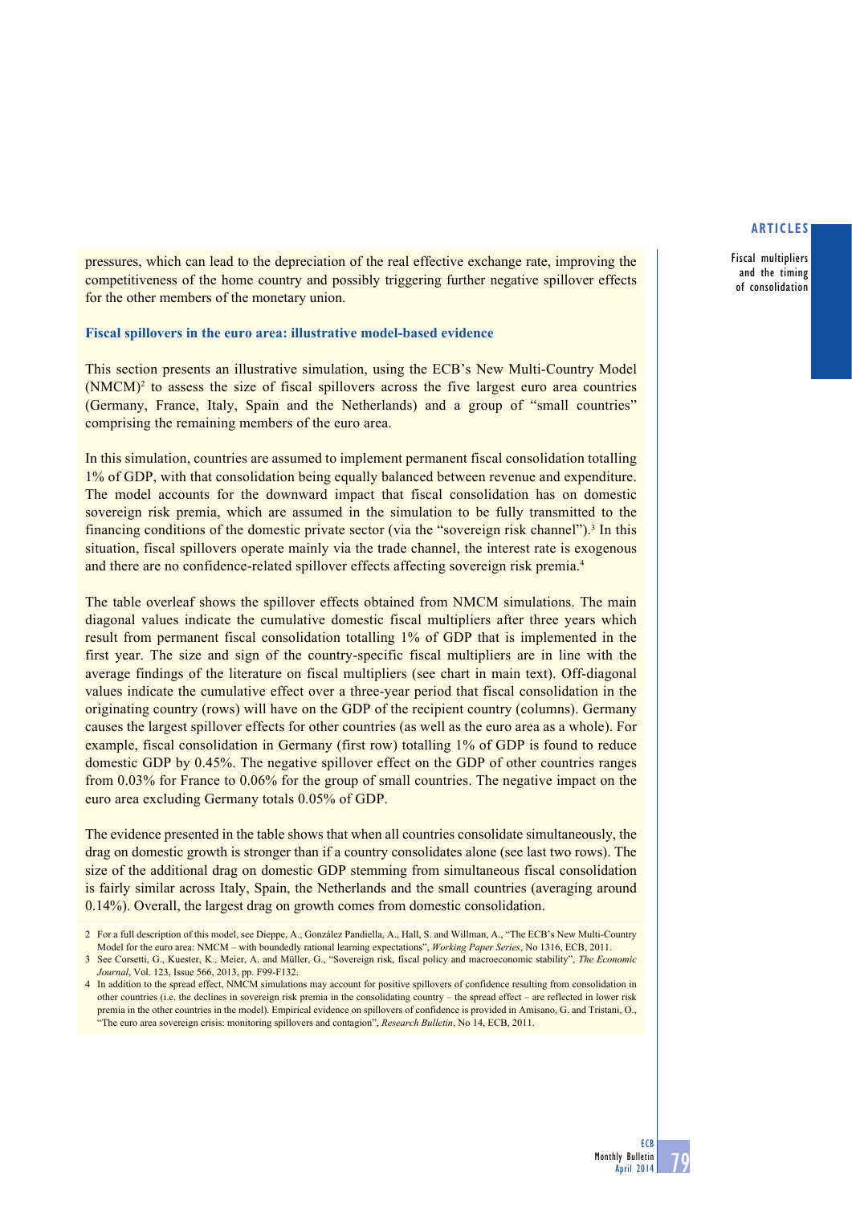pressures, which can lead to the depreciation of the real effective exchange rate, improving the competitiveness of the home country and possibly triggering further negative spillover effects for the other members of the monetary union.

### Fiscal spillovers in the euro area: illustrative model-based evidence

This section presents an illustrative simulation, using the ECB's New Multi-Country Model (NMCM)[2] to assess the size of fiscal spillovers across the five largest euro area countries (Germany, France, Italy, Spain and the Netherlands) and a group of "small countries" comprising the remaining members of the euro area.

In this simulation, countries are assumed to implement permanent fiscal consolidation totalling 1% of GDP, with that consolidation being equally balanced between revenue and expenditure. The model accounts for the downward impact that fiscal consolidation has on domestic sovereign risk premia, which are assumed in the simulation to be fully transmitted to the financing conditions of the domestic private sector (via the "sovereign risk channel").[3] In this situation, fiscal spillovers operate mainly via the trade channel, the interest rate is exogenous and there are no confidence-related spillover effects affecting sovereign risk premia.[4]

The table overleaf shows the spillover effects obtained from NMCM simulations. The main diagonal values indicate the cumulative domestic fiscal multipliers after three years which result from permanent fiscal consolidation totalling 1% of GDP that is implemented in the first year. The size and sign of the country-specific fiscal multipliers are in line with the average findings of the literature on fiscal multipliers (see chart in main text). Off-diagonal values indicate the cumulative effect over a three-year period that fiscal consolidation in the originating country (rows) will have on the GDP of the recipient country (columns). Germany causes the largest spillover effects for other countries (as well as the euro area as a whole). For example, fiscal consolidation in Germany (first row) totalling 1% of GDP is found to reduce domestic GDP by 0.45%. The negative spillover effect on the GDP of other countries ranges from 0.03% for France to 0.06% for the group of small countries. The negative impact on the euro area excluding Germany totals 0.05% of GDP.

The evidence presented in the table shows that when all countries consolidate simultaneously, the drag on domestic growth is stronger than if a country consolidates alone (see last two rows). The size of the additional drag on domestic GDP stemming from simultaneous fiscal consolidation is fairly similar across Italy, Spain, the Netherlands and the small countries (averaging around 0.14%). Overall, the largest drag on growth comes from domestic consolidation.

2 For a full description of this model, see Dieppe, A., González Pandiella, A., Hall, S. and Willman, A., "The ECB's New Multi-Country Model for the euro area: NMCM – with boundedly rational learning expectations", *Working Paper Series*, No 1316, ECB, 2011.

3 See Corsetti, G., Kuester, K., Meier, A. and Müller, G., "Sovereign risk, fiscal policy and macroeconomic stability", *The Economic Journal*, Vol. 123, Issue 566, 2013, pp. F99-F132.

4 In addition to the spread effect, NMCM simulations may account for positive spillovers of confidence resulting from consolidation in other countries (i.e. the declines in sovereign risk premia in the consolidating country – the spread effect – are reflected in lower risk premia in the other countries in the model). Empirical evidence on spillovers of confidence is provided in Amisano, G. and Tristani, O., "The euro area sovereign crisis: monitoring spillovers and contagion", *Research Bulletin*, No 14, ECB, 2011.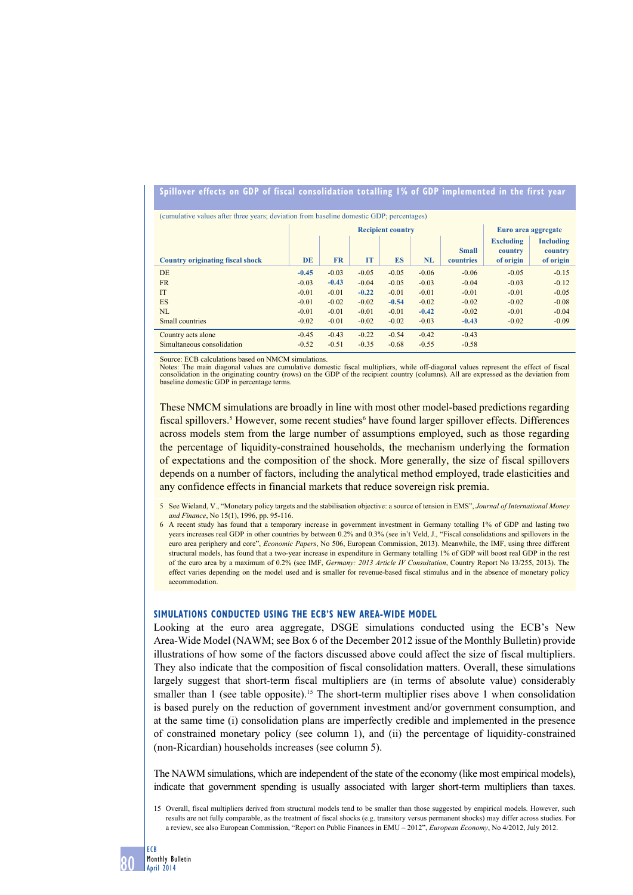### Spillover effects on GDP of fiscal consolidation totalling 1% of GDP implemented in the first year

(cumulative values after three years; deviation from baseline domestic GDP; percentages)

| Country originating fiscal shock | Recipient country | | | | | | Euro area aggregate | |
|---|---|---|---|---|---|---|---|---|
| | DE | FR | IT | ES | NL | Small countries | Excluding country of origin | Including country of origin |
| DE | **-0.45** | -0.03 | -0.05 | -0.05 | -0.06 | -0.06 | -0.05 | -0.15 |
| FR | -0.03 | **-0.43** | -0.04 | -0.05 | -0.03 | -0.04 | -0.03 | -0.12 |
| IT | -0.01 | -0.01 | **-0.22** | -0.01 | -0.01 | -0.01 | -0.01 | -0.05 |
| ES | -0.01 | -0.02 | -0.02 | **-0.54** | -0.02 | -0.02 | -0.02 | -0.08 |
| NL | -0.01 | -0.01 | -0.01 | -0.01 | **-0.42** | -0.02 | -0.01 | -0.04 |
| Small countries | -0.02 | -0.01 | -0.02 | -0.02 | -0.03 | **-0.43** | -0.02 | -0.09 |
| Country acts alone | -0.45 | -0.43 | -0.22 | -0.54 | -0.42 | -0.43 | | |
| Simultaneous consolidation | -0.52 | -0.51 | -0.35 | -0.68 | -0.55 | -0.58 | | |

Source: ECB calculations based on NMCM simulations.
Notes: The main diagonal values are cumulative domestic fiscal multipliers, while off-diagonal values represent the effect of fiscal consolidation in the originating country (rows) on the GDP of the recipient country (columns). All are expressed as the deviation from baseline domestic GDP in percentage terms.

These NMCM simulations are broadly in line with most other model-based predictions regarding fiscal spillovers.[5] However, some recent studies[6] have found larger spillover effects. Differences across models stem from the large number of assumptions employed, such as those regarding the percentage of liquidity-constrained households, the mechanism underlying the formation of expectations and the composition of the shock. More generally, the size of fiscal spillovers depends on a number of factors, including the analytical method employed, trade elasticities and any confidence effects in financial markets that reduce sovereign risk premia.

5 See Wieland, V., "Monetary policy targets and the stabilisation objective: a source of tension in EMS", *Journal of International Money and Finance*, No 15(1), 1996, pp. 95-116.

6 A recent study has found that a temporary increase in government investment in Germany totalling 1% of GDP and lasting two years increases real GDP in other countries by between 0.2% and 0.3% (see in't Veld, J., "Fiscal consolidations and spillovers in the euro area periphery and core", *Economic Papers*, No 506, European Commission, 2013). Meanwhile, the IMF, using three different structural models, has found that a two-year increase in expenditure in Germany totalling 1% of GDP will boost real GDP in the rest of the euro area by a maximum of 0.2% (see IMF, *Germany: 2013 Article IV Consultation*, Country Report No 13/255, 2013). The effect varies depending on the model used and is smaller for revenue-based fiscal stimulus and in the absence of monetary policy accommodation.

## SIMULATIONS CONDUCTED USING THE ECB'S NEW AREA-WIDE MODEL

Looking at the euro area aggregate, DSGE simulations conducted using the ECB's New Area-Wide Model (NAWM; see Box 6 of the December 2012 issue of the Monthly Bulletin) provide illustrations of how some of the factors discussed above could affect the size of fiscal multipliers. They also indicate that the composition of fiscal consolidation matters. Overall, these simulations largely suggest that short-term fiscal multipliers are (in terms of absolute value) considerably smaller than 1 (see table opposite).[15] The short-term multiplier rises above 1 when consolidation is based purely on the reduction of government investment and/or government consumption, and at the same time (i) consolidation plans are imperfectly credible and implemented in the presence of constrained monetary policy (see column 1), and (ii) the percentage of liquidity-constrained (non-Ricardian) households increases (see column 5).

The NAWM simulations, which are independent of the state of the economy (like most empirical models), indicate that government spending is usually associated with larger short-term multipliers than taxes.

15 Overall, fiscal multipliers derived from structural models tend to be smaller than those suggested by empirical models. However, such results are not fully comparable, as the treatment of fiscal shocks (e.g. transitory versus permanent shocks) may differ across studies. For a review, see also European Commission, "Report on Public Finances in EMU – 2012", *European Economy*, No 4/2012, July 2012.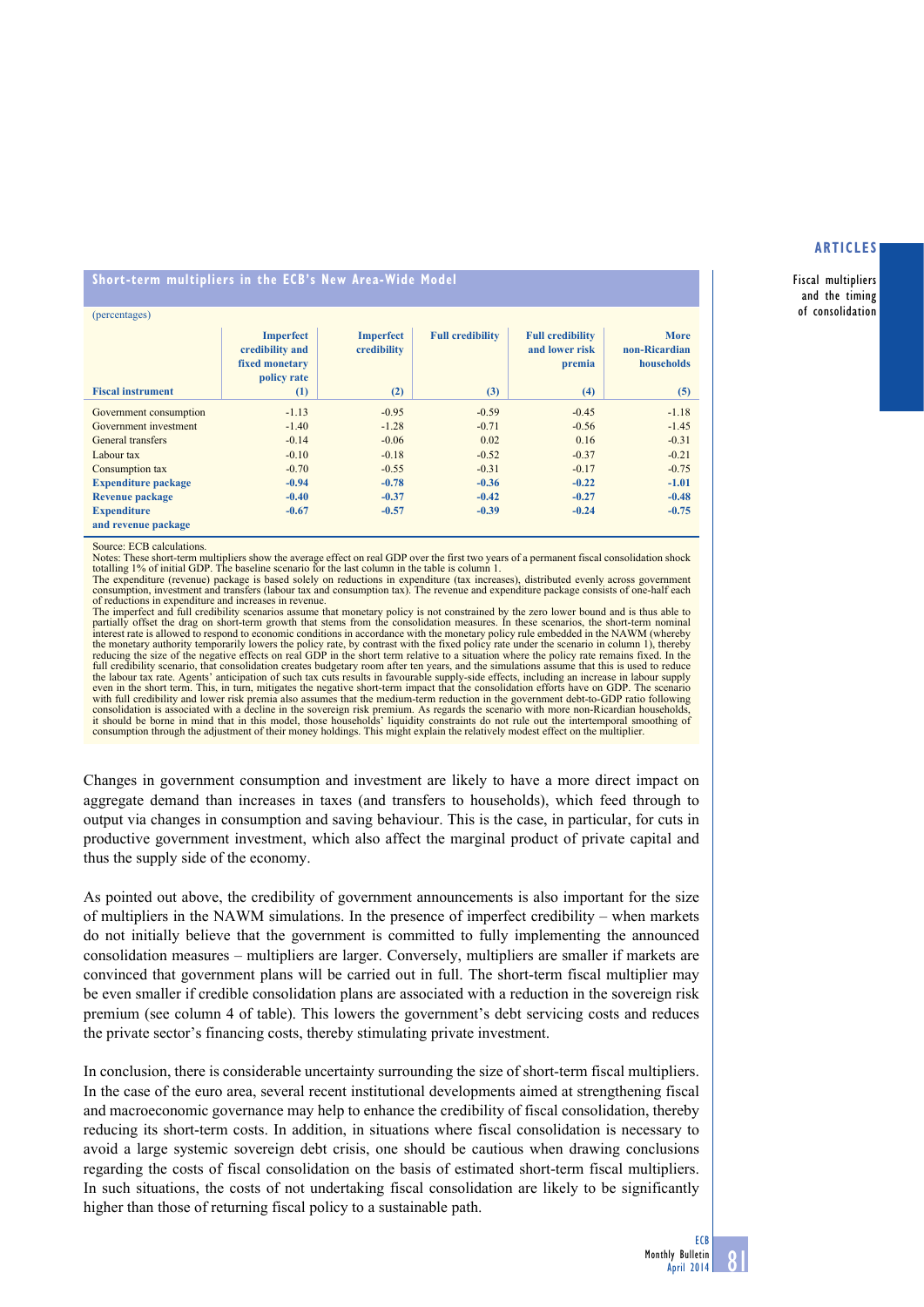### Short-term multipliers in the ECB's New Area-Wide Model

(percentages)

| Fiscal instrument | Imperfect credibility and fixed monetary policy rate (1) | Imperfect credibility (2) | Full credibility (3) | Full credibility and lower risk premia (4) | More non-Ricardian households (5) |
|---|---|---|---|---|---|
| Government consumption | -1.13 | -0.95 | -0.59 | -0.45 | -1.18 |
| Government investment | -1.40 | -1.28 | -0.71 | -0.56 | -1.45 |
| General transfers | -0.14 | -0.06 | 0.02 | 0.16 | -0.31 |
| Labour tax | -0.10 | -0.18 | -0.52 | -0.37 | -0.21 |
| Consumption tax | -0.70 | -0.55 | -0.31 | -0.17 | -0.75 |
| **Expenditure package** | **-0.94** | **-0.78** | **-0.36** | **-0.22** | **-1.01** |
| **Revenue package** | **-0.40** | **-0.37** | **-0.42** | **-0.27** | **-0.48** |
| **Expenditure and revenue package** | **-0.67** | **-0.57** | **-0.39** | **-0.24** | **-0.75** |

Source: ECB calculations.
Notes: These short-term multipliers show the average effect on real GDP over the first two years of a permanent fiscal consolidation shock totalling 1% of initial GDP. The baseline scenario for the last column in the table is column 1.
The expenditure (revenue) package is based solely on reductions in expenditure (tax increases), distributed evenly across government consumption, investment and transfers (labour tax and consumption tax). The revenue and expenditure package consists of one-half each of reductions in expenditure and increases in revenue.
The imperfect and full credibility scenarios assume that monetary policy is not constrained by the zero lower bound and is thus able to partially offset the drag on short-term growth that stems from the consolidation measures. In these scenarios, the short-term nominal interest rate is allowed to respond to economic conditions in accordance with the monetary policy rule embedded in the NAWM (whereby the monetary authority temporarily lowers the policy rate, by contrast with the fixed policy rate under the scenario in column 1), thereby reducing the size of the negative effects on real GDP in the short term relative to a situation where the policy rate remains fixed. In the full credibility scenario, that consolidation creates budgetary room after ten years, and the simulations assume that this is used to reduce the labour tax rate. Agents' anticipation of such tax cuts results in favourable supply-side effects, including an increase in labour supply even in the short term. This, in turn, mitigates the negative short-term impact that the consolidation efforts have on GDP. The scenario with full credibility and lower risk premia also assumes that the medium-term reduction in the government debt-to-GDP ratio following consolidation is associated with a decline in the sovereign risk premium. As regards the scenario with more non-Ricardian households, it should be borne in mind that in this model, those households' liquidity constraints do not rule out the intertemporal smoothing of consumption through the adjustment of their money holdings. This might explain the relatively modest effect on the multiplier.

Changes in government consumption and investment are likely to have a more direct impact on aggregate demand than increases in taxes (and transfers to households), which feed through to output via changes in consumption and saving behaviour. This is the case, in particular, for cuts in productive government investment, which also affect the marginal product of private capital and thus the supply side of the economy.

As pointed out above, the credibility of government announcements is also important for the size of multipliers in the NAWM simulations. In the presence of imperfect credibility – when markets do not initially believe that the government is committed to fully implementing the announced consolidation measures – multipliers are larger. Conversely, multipliers are smaller if markets are convinced that government plans will be carried out in full. The short-term fiscal multiplier may be even smaller if credible consolidation plans are associated with a reduction in the sovereign risk premium (see column 4 of table). This lowers the government's debt servicing costs and reduces the private sector's financing costs, thereby stimulating private investment.

In conclusion, there is considerable uncertainty surrounding the size of short-term fiscal multipliers. In the case of the euro area, several recent institutional developments aimed at strengthening fiscal and macroeconomic governance may help to enhance the credibility of fiscal consolidation, thereby reducing its short-term costs. In addition, in situations where fiscal consolidation is necessary to avoid a large systemic sovereign debt crisis, one should be cautious when drawing conclusions regarding the costs of fiscal consolidation on the basis of estimated short-term fiscal multipliers. In such situations, the costs of not undertaking fiscal consolidation are likely to be significantly higher than those of returning fiscal policy to a sustainable path.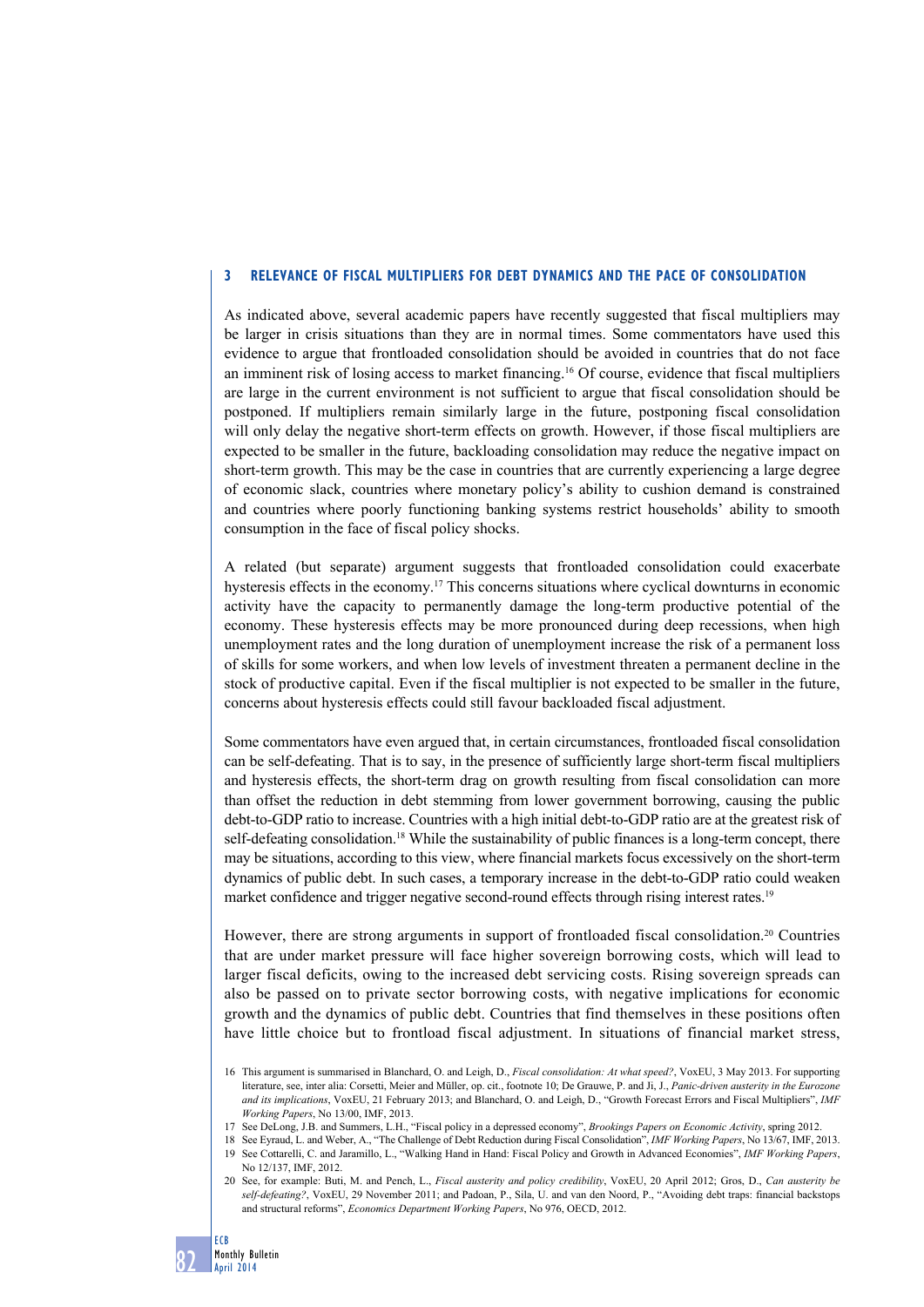## 3 RELEVANCE OF FISCAL MULTIPLIERS FOR DEBT DYNAMICS AND THE PACE OF CONSOLIDATION

As indicated above, several academic papers have recently suggested that fiscal multipliers may be larger in crisis situations than they are in normal times. Some commentators have used this evidence to argue that frontloaded consolidation should be avoided in countries that do not face an imminent risk of losing access to market financing.[16] Of course, evidence that fiscal multipliers are large in the current environment is not sufficient to argue that fiscal consolidation should be postponed. If multipliers remain similarly large in the future, postponing fiscal consolidation will only delay the negative short-term effects on growth. However, if those fiscal multipliers are expected to be smaller in the future, backloading consolidation may reduce the negative impact on short-term growth. This may be the case in countries that are currently experiencing a large degree of economic slack, countries where monetary policy's ability to cushion demand is constrained and countries where poorly functioning banking systems restrict households' ability to smooth consumption in the face of fiscal policy shocks.

A related (but separate) argument suggests that frontloaded consolidation could exacerbate hysteresis effects in the economy.[17] This concerns situations where cyclical downturns in economic activity have the capacity to permanently damage the long-term productive potential of the economy. These hysteresis effects may be more pronounced during deep recessions, when high unemployment rates and the long duration of unemployment increase the risk of a permanent loss of skills for some workers, and when low levels of investment threaten a permanent decline in the stock of productive capital. Even if the fiscal multiplier is not expected to be smaller in the future, concerns about hysteresis effects could still favour backloaded fiscal adjustment.

Some commentators have even argued that, in certain circumstances, frontloaded fiscal consolidation can be self-defeating. That is to say, in the presence of sufficiently large short-term fiscal multipliers and hysteresis effects, the short-term drag on growth resulting from fiscal consolidation can more than offset the reduction in debt stemming from lower government borrowing, causing the public debt-to-GDP ratio to increase. Countries with a high initial debt-to-GDP ratio are at the greatest risk of self-defeating consolidation.[18] While the sustainability of public finances is a long-term concept, there may be situations, according to this view, where financial markets focus excessively on the short-term dynamics of public debt. In such cases, a temporary increase in the debt-to-GDP ratio could weaken market confidence and trigger negative second-round effects through rising interest rates.[19]

However, there are strong arguments in support of frontloaded fiscal consolidation.[20] Countries that are under market pressure will face higher sovereign borrowing costs, which will lead to larger fiscal deficits, owing to the increased debt servicing costs. Rising sovereign spreads can also be passed on to private sector borrowing costs, with negative implications for economic growth and the dynamics of public debt. Countries that find themselves in these positions often have little choice but to frontload fiscal adjustment. In situations of financial market stress,

16 This argument is summarised in Blanchard, O. and Leigh, D., *Fiscal consolidation: At what speed?*, VoxEU, 3 May 2013. For supporting literature, see, inter alia: Corsetti, Meier and Müller, op. cit., footnote 10; De Grauwe, P. and Ji, J., *Panic-driven austerity in the Eurozone and its implications*, VoxEU, 21 February 2013; and Blanchard, O. and Leigh, D., "Growth Forecast Errors and Fiscal Multipliers", *IMF Working Papers*, No 13/00, IMF, 2013.

17 See DeLong, J.B. and Summers, L.H., "Fiscal policy in a depressed economy", *Brookings Papers on Economic Activity*, spring 2012.

18 See Eyraud, L. and Weber, A., "The Challenge of Debt Reduction during Fiscal Consolidation", *IMF Working Papers*, No 13/67, IMF, 2013.

19 See Cottarelli, C. and Jaramillo, L., "Walking Hand in Hand: Fiscal Policy and Growth in Advanced Economies", *IMF Working Papers*, No 12/137, IMF, 2012.

20 See, for example: Buti, M. and Pench, L., *Fiscal austerity and policy credibility*, VoxEU, 20 April 2012; Gros, D., *Can austerity be self-defeating?*, VoxEU, 29 November 2011; and Padoan, P., Sila, U. and van den Noord, P., "Avoiding debt traps: financial backstops and structural reforms", *Economics Department Working Papers*, No 976, OECD, 2012.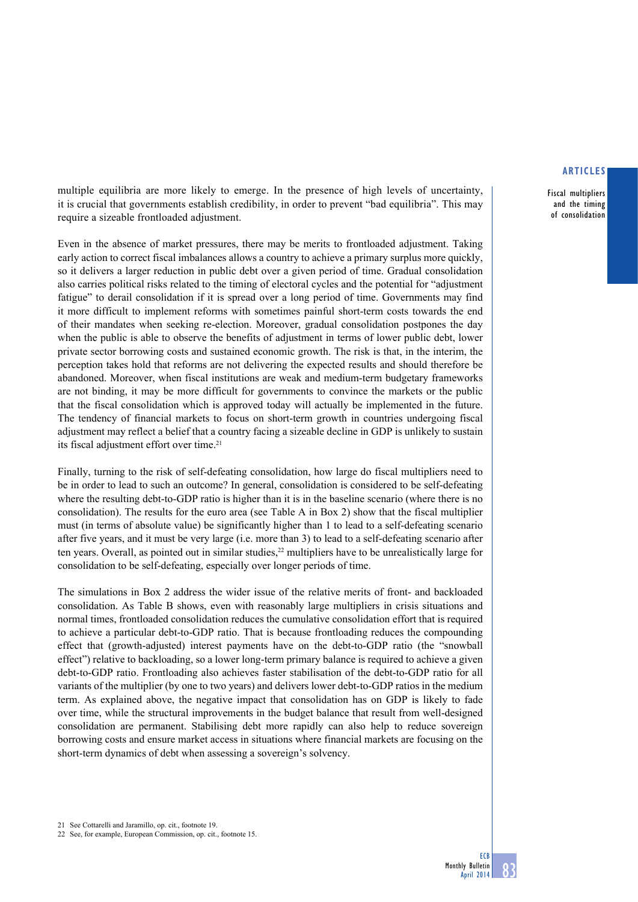multiple equilibria are more likely to emerge. In the presence of high levels of uncertainty, it is crucial that governments establish credibility, in order to prevent "bad equilibria". This may require a sizeable frontloaded adjustment.

Even in the absence of market pressures, there may be merits to frontloaded adjustment. Taking early action to correct fiscal imbalances allows a country to achieve a primary surplus more quickly, so it delivers a larger reduction in public debt over a given period of time. Gradual consolidation also carries political risks related to the timing of electoral cycles and the potential for "adjustment fatigue" to derail consolidation if it is spread over a long period of time. Governments may find it more difficult to implement reforms with sometimes painful short-term costs towards the end of their mandates when seeking re-election. Moreover, gradual consolidation postpones the day when the public is able to observe the benefits of adjustment in terms of lower public debt, lower private sector borrowing costs and sustained economic growth. The risk is that, in the interim, the perception takes hold that reforms are not delivering the expected results and should therefore be abandoned. Moreover, when fiscal institutions are weak and medium-term budgetary frameworks are not binding, it may be more difficult for governments to convince the markets or the public that the fiscal consolidation which is approved today will actually be implemented in the future. The tendency of financial markets to focus on short-term growth in countries undergoing fiscal adjustment may reflect a belief that a country facing a sizeable decline in GDP is unlikely to sustain its fiscal adjustment effort over time.[21]

Finally, turning to the risk of self-defeating consolidation, how large do fiscal multipliers need to be in order to lead to such an outcome? In general, consolidation is considered to be self-defeating where the resulting debt-to-GDP ratio is higher than it is in the baseline scenario (where there is no consolidation). The results for the euro area (see Table A in Box 2) show that the fiscal multiplier must (in terms of absolute value) be significantly higher than 1 to lead to a self-defeating scenario after five years, and it must be very large (i.e. more than 3) to lead to a self-defeating scenario after ten years. Overall, as pointed out in similar studies,[22] multipliers have to be unrealistically large for consolidation to be self-defeating, especially over longer periods of time.

The simulations in Box 2 address the wider issue of the relative merits of front- and backloaded consolidation. As Table B shows, even with reasonably large multipliers in crisis situations and normal times, frontloaded consolidation reduces the cumulative consolidation effort that is required to achieve a particular debt-to-GDP ratio. That is because frontloading reduces the compounding effect that (growth-adjusted) interest payments have on the debt-to-GDP ratio (the "snowball effect") relative to backloading, so a lower long-term primary balance is required to achieve a given debt-to-GDP ratio. Frontloading also achieves faster stabilisation of the debt-to-GDP ratio for all variants of the multiplier (by one to two years) and delivers lower debt-to-GDP ratios in the medium term. As explained above, the negative impact that consolidation has on GDP is likely to fade over time, while the structural improvements in the budget balance that result from well-designed consolidation are permanent. Stabilising debt more rapidly can also help to reduce sovereign borrowing costs and ensure market access in situations where financial markets are focusing on the short-term dynamics of debt when assessing a sovereign's solvency.

21 See Cottarelli and Jaramillo, op. cit., footnote 19.

22 See, for example, European Commission, op. cit., footnote 15.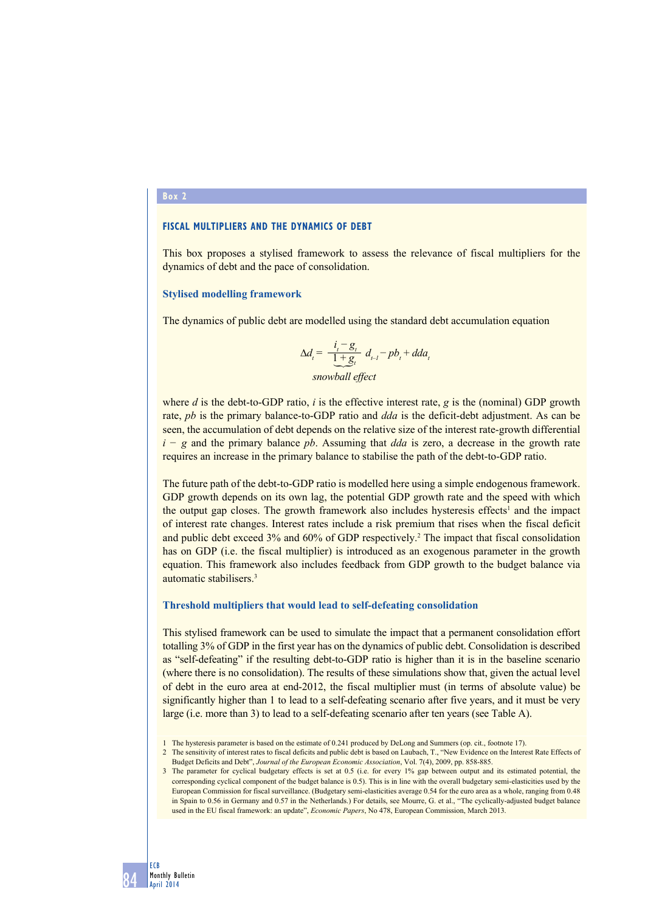Box 2

## FISCAL MULTIPLIERS AND THE DYNAMICS OF DEBT

This box proposes a stylised framework to assess the relevance of fiscal multipliers for the dynamics of debt and the pace of consolidation.

### Stylised modelling framework

The dynamics of public debt are modelled using the standard debt accumulation equation

$$\Delta d_t = \underbrace{\frac{i_t - g_t}{1 + g_t}}_{\textit{snowball effect}} d_{t-1} - pb_t + dda_t$$

where $d$ is the debt-to-GDP ratio, $i$ is the effective interest rate, $g$ is the (nominal) GDP growth rate, $pb$ is the primary balance-to-GDP ratio and $dda$ is the deficit-debt adjustment. As can be seen, the accumulation of debt depends on the relative size of the interest rate-growth differential $i - g$ and the primary balance $pb$. Assuming that $dda$ is zero, a decrease in the growth rate requires an increase in the primary balance to stabilise the path of the debt-to-GDP ratio.

The future path of the debt-to-GDP ratio is modelled here using a simple endogenous framework. GDP growth depends on its own lag, the potential GDP growth rate and the speed with which the output gap closes. The growth framework also includes hysteresis effects[1] and the impact of interest rate changes. Interest rates include a risk premium that rises when the fiscal deficit and public debt exceed 3% and 60% of GDP respectively.[2] The impact that fiscal consolidation has on GDP (i.e. the fiscal multiplier) is introduced as an exogenous parameter in the growth equation. This framework also includes feedback from GDP growth to the budget balance via automatic stabilisers.[3]

### Threshold multipliers that would lead to self-defeating consolidation

This stylised framework can be used to simulate the impact that a permanent consolidation effort totalling 3% of GDP in the first year has on the dynamics of public debt. Consolidation is described as "self-defeating" if the resulting debt-to-GDP ratio is higher than it is in the baseline scenario (where there is no consolidation). The results of these simulations show that, given the actual level of debt in the euro area at end-2012, the fiscal multiplier must (in terms of absolute value) be significantly higher than 1 to lead to a self-defeating scenario after five years, and it must be very large (i.e. more than 3) to lead to a self-defeating scenario after ten years (see Table A).

1 The hysteresis parameter is based on the estimate of 0.241 produced by DeLong and Summers (op. cit., footnote 17).

2 The sensitivity of interest rates to fiscal deficits and public debt is based on Laubach, T., "New Evidence on the Interest Rate Effects of Budget Deficits and Debt", *Journal of the European Economic Association*, Vol. 7(4), 2009, pp. 858-885.

3 The parameter for cyclical budgetary effects is set at 0.5 (i.e. for every 1% gap between output and its estimated potential, the corresponding cyclical component of the budget balance is 0.5). This is in line with the overall budgetary semi-elasticities used by the European Commission for fiscal surveillance. (Budgetary semi-elasticities average 0.54 for the euro area as a whole, ranging from 0.48 in Spain to 0.56 in Germany and 0.57 in the Netherlands.) For details, see Mourre, G. et al., "The cyclically-adjusted budget balance used in the EU fiscal framework: an update", *Economic Papers*, No 478, European Commission, March 2013.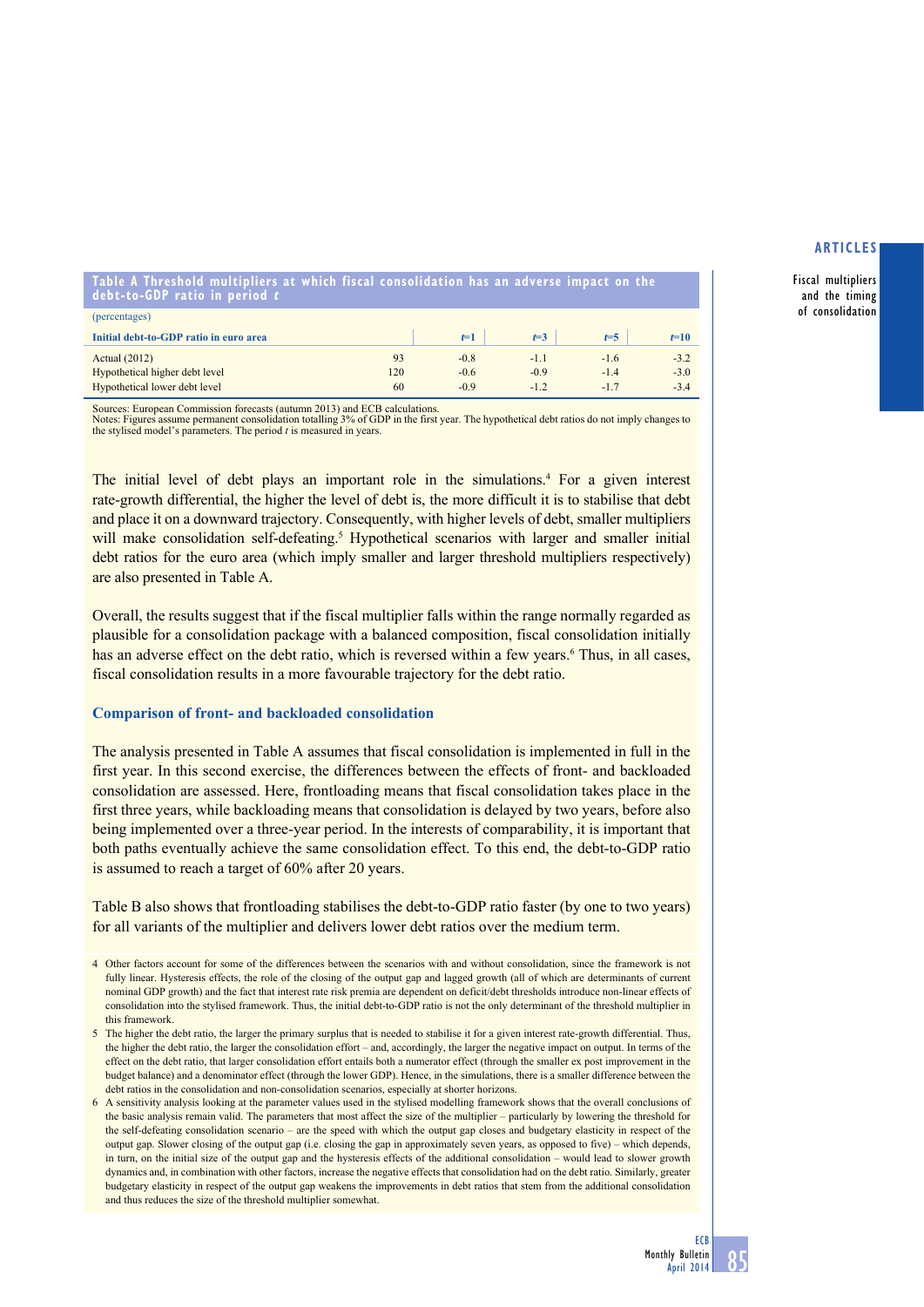**Table A Threshold multipliers at which fiscal consolidation has an adverse impact on the debt-to-GDP ratio in period *t***

(percentages)

| Initial debt-to-GDP ratio in euro area | | *t*=1 | *t*=3 | *t*=5 | *t*=10 |
|---|---|---|---|---|---|
| Actual (2012) | 93 | -0.8 | -1.1 | -1.6 | -3.2 |
| Hypothetical higher debt level | 120 | -0.6 | -0.9 | -1.4 | -3.0 |
| Hypothetical lower debt level | 60 | -0.9 | -1.2 | -1.7 | -3.4 |

Sources: European Commission forecasts (autumn 2013) and ECB calculations.
Notes: Figures assume permanent consolidation totalling 3% of GDP in the first year. The hypothetical debt ratios do not imply changes to the stylised model's parameters. The period *t* is measured in years.

The initial level of debt plays an important role in the simulations.[4] For a given interest rate-growth differential, the higher the level of debt is, the more difficult it is to stabilise that debt and place it on a downward trajectory. Consequently, with higher levels of debt, smaller multipliers will make consolidation self-defeating.[5] Hypothetical scenarios with larger and smaller initial debt ratios for the euro area (which imply smaller and larger threshold multipliers respectively) are also presented in Table A.

Overall, the results suggest that if the fiscal multiplier falls within the range normally regarded as plausible for a consolidation package with a balanced composition, fiscal consolidation initially has an adverse effect on the debt ratio, which is reversed within a few years.[6] Thus, in all cases, fiscal consolidation results in a more favourable trajectory for the debt ratio.

### Comparison of front- and backloaded consolidation

The analysis presented in Table A assumes that fiscal consolidation is implemented in full in the first year. In this second exercise, the differences between the effects of front- and backloaded consolidation are assessed. Here, frontloading means that fiscal consolidation takes place in the first three years, while backloading means that consolidation is delayed by two years, before also being implemented over a three-year period. In the interests of comparability, it is important that both paths eventually achieve the same consolidation effect. To this end, the debt-to-GDP ratio is assumed to reach a target of 60% after 20 years.

Table B also shows that frontloading stabilises the debt-to-GDP ratio faster (by one to two years) for all variants of the multiplier and delivers lower debt ratios over the medium term.

4 Other factors account for some of the differences between the scenarios with and without consolidation, since the framework is not fully linear. Hysteresis effects, the role of the closing of the output gap and lagged growth (all of which are determinants of current nominal GDP growth) and the fact that interest rate risk premia are dependent on deficit/debt thresholds introduce non-linear effects of consolidation into the stylised framework. Thus, the initial debt-to-GDP ratio is not the only determinant of the threshold multiplier in this framework.

5 The higher the debt ratio, the larger the primary surplus that is needed to stabilise it for a given interest rate-growth differential. Thus, the higher the debt ratio, the larger the consolidation effort – and, accordingly, the larger the negative impact on output. In terms of the effect on the debt ratio, that larger consolidation effort entails both a numerator effect (through the smaller ex post improvement in the budget balance) and a denominator effect (through the lower GDP). Hence, in the simulations, there is a smaller difference between the debt ratios in the consolidation and non-consolidation scenarios, especially at shorter horizons.

6 A sensitivity analysis looking at the parameter values used in the stylised modelling framework shows that the overall conclusions of the basic analysis remain valid. The parameters that most affect the size of the multiplier – particularly by lowering the threshold for the self-defeating consolidation scenario – are the speed with which the output gap closes and budgetary elasticity in respect of the output gap. Slower closing of the output gap (i.e. closing the gap in approximately seven years, as opposed to five) – which depends, in turn, on the initial size of the output gap and the hysteresis effects of the additional consolidation – would lead to slower growth dynamics and, in combination with other factors, increase the negative effects that consolidation had on the debt ratio. Similarly, greater budgetary elasticity in respect of the output gap weakens the improvements in debt ratios that stem from the additional consolidation and thus reduces the size of the threshold multiplier somewhat.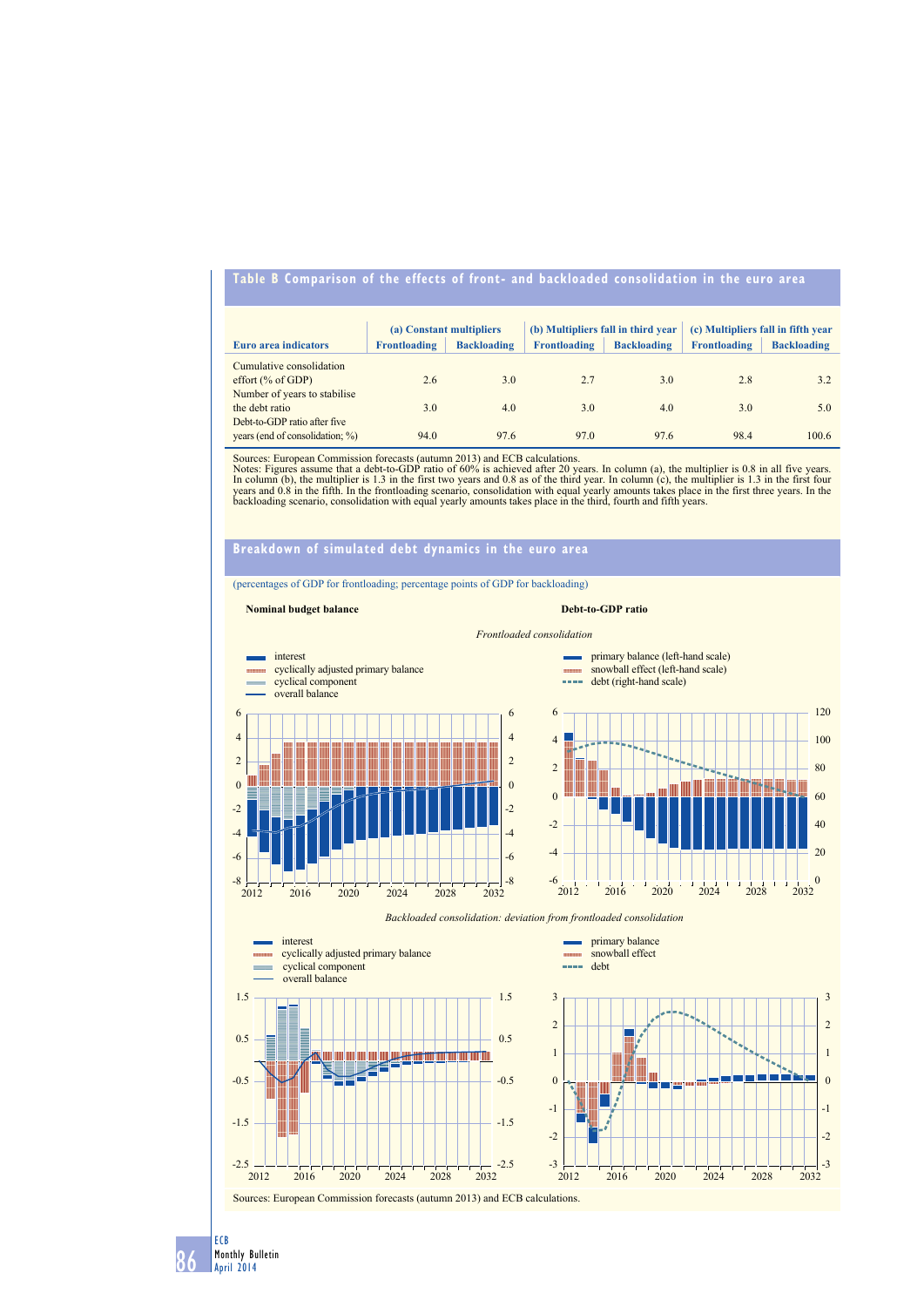## Table B Comparison of the effects of front- and backloaded consolidation in the euro area

| Euro area indicators | (a) Constant multipliers | | (b) Multipliers fall in third year | | (c) Multipliers fall in fifth year | |
|---|---|---|---|---|---|---|
| | Frontloading | Backloading | Frontloading | Backloading | Frontloading | Backloading |
| Cumulative consolidation effort (% of GDP) | 2.6 | 3.0 | 2.7 | 3.0 | 2.8 | 3.2 |
| Number of years to stabilise the debt ratio | 3.0 | 4.0 | 3.0 | 4.0 | 3.0 | 5.0 |
| Debt-to-GDP ratio after five years (end of consolidation; %) | 94.0 | 97.6 | 97.0 | 97.6 | 98.4 | 100.6 |

Sources: European Commission forecasts (autumn 2013) and ECB calculations.
Notes: Figures assume that a debt-to-GDP ratio of 60% is achieved after 20 years. In column (a), the multiplier is 0.8 in all five years. In column (b), the multiplier is 1.3 in the first two years and 0.8 as of the third year. In column (c), the multiplier is 1.3 in the first four years and 0.8 in the fifth. In the frontloading scenario, consolidation with equal yearly amounts takes place in the first three years. In the backloading scenario, consolidation with equal yearly amounts takes place in the third, fourth and fifth years.

## Breakdown of simulated debt dynamics in the euro area

(percentages of GDP for frontloading; percentage points of GDP for backloading)

**Nominal budget balance**

**Debt-to-GDP ratio**

*Frontloaded consolidation*

interest
cyclically adjusted primary balance
cyclical component
overall balance

primary balance (left-hand scale)
snowball effect (left-hand scale)
debt (right-hand scale)

6, 4, 2, 0, -2, -4, -6, -8
2012, 2016, 2020, 2024, 2028, 2032

6, 4, 2, 0, -2, -4, -6 / 120, 100, 80, 60, 40, 20, 0
2012, 2016, 2020, 2024, 2028, 2032

*Backloaded consolidation: deviation from frontloaded consolidation*

interest
cyclically adjusted primary balance
cyclical component
overall balance

primary balance
snowball effect
debt

1.5, 0.5, -0.5, -1.5, -2.5
2012, 2016, 2020, 2024, 2028, 2032

3, 2, 1, 0, -1, -2, -3
2012, 2016, 2020, 2024, 2028, 2032

Sources: European Commission forecasts (autumn 2013) and ECB calculations.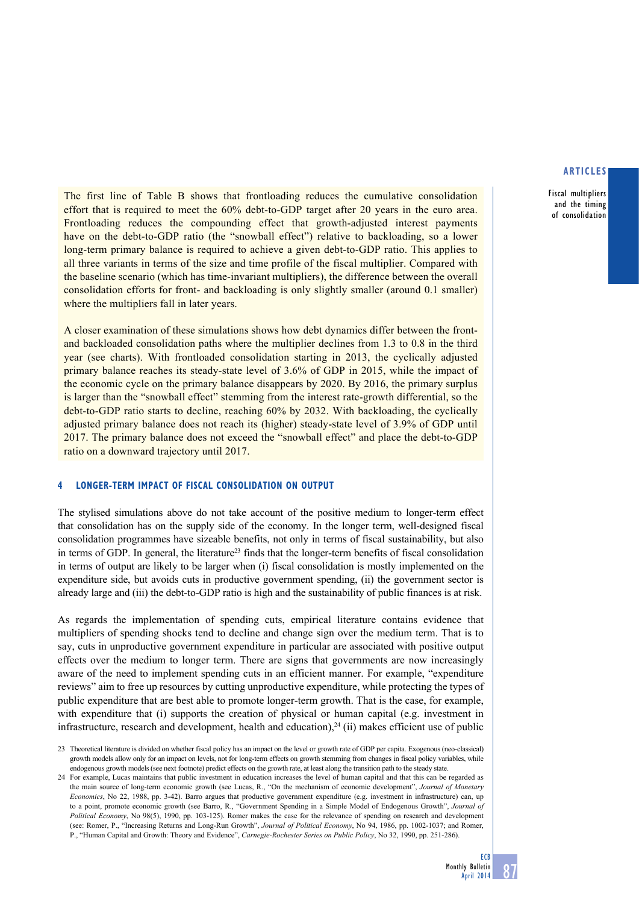The first line of Table B shows that frontloading reduces the cumulative consolidation effort that is required to meet the 60% debt-to-GDP target after 20 years in the euro area. Frontloading reduces the compounding effect that growth-adjusted interest payments have on the debt-to-GDP ratio (the "snowball effect") relative to backloading, so a lower long-term primary balance is required to achieve a given debt-to-GDP ratio. This applies to all three variants in terms of the size and time profile of the fiscal multiplier. Compared with the baseline scenario (which has time-invariant multipliers), the difference between the overall consolidation efforts for front- and backloading is only slightly smaller (around 0.1 smaller) where the multipliers fall in later years.

A closer examination of these simulations shows how debt dynamics differ between the front- and backloaded consolidation paths where the multiplier declines from 1.3 to 0.8 in the third year (see charts). With frontloaded consolidation starting in 2013, the cyclically adjusted primary balance reaches its steady-state level of 3.6% of GDP in 2015, while the impact of the economic cycle on the primary balance disappears by 2020. By 2016, the primary surplus is larger than the "snowball effect" stemming from the interest rate-growth differential, so the debt-to-GDP ratio starts to decline, reaching 60% by 2032. With backloading, the cyclically adjusted primary balance does not reach its (higher) steady-state level of 3.9% of GDP until 2017. The primary balance does not exceed the "snowball effect" and place the debt-to-GDP ratio on a downward trajectory until 2017.

## 4 LONGER-TERM IMPACT OF FISCAL CONSOLIDATION ON OUTPUT

The stylised simulations above do not take account of the positive medium to longer-term effect that consolidation has on the supply side of the economy. In the longer term, well-designed fiscal consolidation programmes have sizeable benefits, not only in terms of fiscal sustainability, but also in terms of GDP. In general, the literature[23] finds that the longer-term benefits of fiscal consolidation in terms of output are likely to be larger when (i) fiscal consolidation is mostly implemented on the expenditure side, but avoids cuts in productive government spending, (ii) the government sector is already large and (iii) the debt-to-GDP ratio is high and the sustainability of public finances is at risk.

As regards the implementation of spending cuts, empirical literature contains evidence that multipliers of spending shocks tend to decline and change sign over the medium term. That is to say, cuts in unproductive government expenditure in particular are associated with positive output effects over the medium to longer term. There are signs that governments are now increasingly aware of the need to implement spending cuts in an efficient manner. For example, "expenditure reviews" aim to free up resources by cutting unproductive expenditure, while protecting the types of public expenditure that are best able to promote longer-term growth. That is the case, for example, with expenditure that (i) supports the creation of physical or human capital (e.g. investment in infrastructure, research and development, health and education),[24] (ii) makes efficient use of public

23 Theoretical literature is divided on whether fiscal policy has an impact on the level or growth rate of GDP per capita. Exogenous (neo-classical) growth models allow only for an impact on levels, not for long-term effects on growth stemming from changes in fiscal policy variables, while endogenous growth models (see next footnote) predict effects on the growth rate, at least along the transition path to the steady state.

24 For example, Lucas maintains that public investment in education increases the level of human capital and that this can be regarded as the main source of long-term economic growth (see Lucas, R., "On the mechanism of economic development", *Journal of Monetary Economics*, No 22, 1988, pp. 3-42). Barro argues that productive government expenditure (e.g. investment in infrastructure) can, up to a point, promote economic growth (see Barro, R., "Government Spending in a Simple Model of Endogenous Growth", *Journal of Political Economy*, No 98(5), 1990, pp. 103-125). Romer makes the case for the relevance of spending on research and development (see: Romer, P., "Increasing Returns and Long-Run Growth", *Journal of Political Economy*, No 94, 1986, pp. 1002-1037; and Romer, P., "Human Capital and Growth: Theory and Evidence", *Carnegie-Rochester Series on Public Policy*, No 32, 1990, pp. 251-286).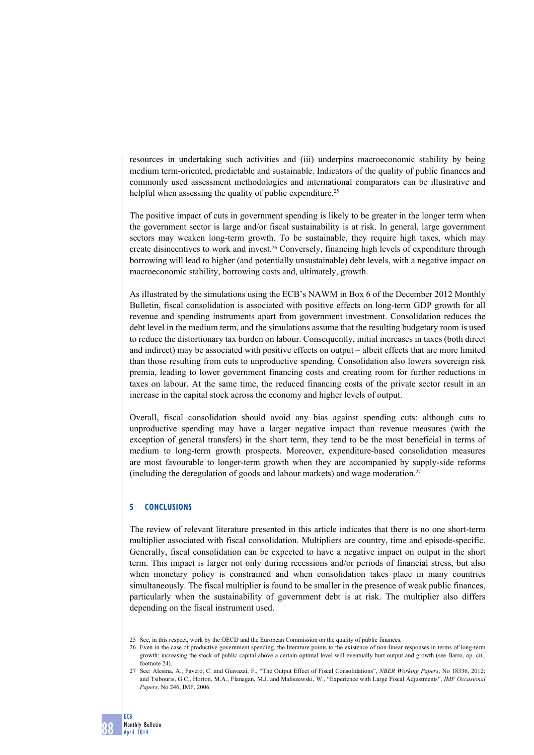resources in undertaking such activities and (iii) underpins macroeconomic stability by being medium term-oriented, predictable and sustainable. Indicators of the quality of public finances and commonly used assessment methodologies and international comparators can be illustrative and helpful when assessing the quality of public expenditure.[25]

The positive impact of cuts in government spending is likely to be greater in the longer term when the government sector is large and/or fiscal sustainability is at risk. In general, large government sectors may weaken long-term growth. To be sustainable, they require high taxes, which may create disincentives to work and invest.[26] Conversely, financing high levels of expenditure through borrowing will lead to higher (and potentially unsustainable) debt levels, with a negative impact on macroeconomic stability, borrowing costs and, ultimately, growth.

As illustrated by the simulations using the ECB's NAWM in Box 6 of the December 2012 Monthly Bulletin, fiscal consolidation is associated with positive effects on long-term GDP growth for all revenue and spending instruments apart from government investment. Consolidation reduces the debt level in the medium term, and the simulations assume that the resulting budgetary room is used to reduce the distortionary tax burden on labour. Consequently, initial increases in taxes (both direct and indirect) may be associated with positive effects on output – albeit effects that are more limited than those resulting from cuts to unproductive spending. Consolidation also lowers sovereign risk premia, leading to lower government financing costs and creating room for further reductions in taxes on labour. At the same time, the reduced financing costs of the private sector result in an increase in the capital stock across the economy and higher levels of output.

Overall, fiscal consolidation should avoid any bias against spending cuts: although cuts to unproductive spending may have a larger negative impact than revenue measures (with the exception of general transfers) in the short term, they tend to be the most beneficial in terms of medium to long-term growth prospects. Moreover, expenditure-based consolidation measures are most favourable to longer-term growth when they are accompanied by supply-side reforms (including the deregulation of goods and labour markets) and wage moderation.[27]

## 5 CONCLUSIONS

The review of relevant literature presented in this article indicates that there is no one short-term multiplier associated with fiscal consolidation. Multipliers are country, time and episode-specific. Generally, fiscal consolidation can be expected to have a negative impact on output in the short term. This impact is larger not only during recessions and/or periods of financial stress, but also when monetary policy is constrained and when consolidation takes place in many countries simultaneously. The fiscal multiplier is found to be smaller in the presence of weak public finances, particularly when the sustainability of government debt is at risk. The multiplier also differs depending on the fiscal instrument used.

25 See, in this respect, work by the OECD and the European Commission on the quality of public finances.

26 Even in the case of productive government spending, the literature points to the existence of non-linear responses in terms of long-term growth: increasing the stock of public capital above a certain optimal level will eventually hurt output and growth (see Barro, op. cit., footnote 24).

27 See: Alesina, A., Favero, C. and Giavazzi, F., "The Output Effect of Fiscal Consolidations", *NBER Working Papers*, No 18336, 2012; and Tsibouris, G.C., Horton, M.A., Flanagan, M.J. and Maliszewski, W., "Experience with Large Fiscal Adjustments", *IMF Occasional Papers*, No 246, IMF, 2006.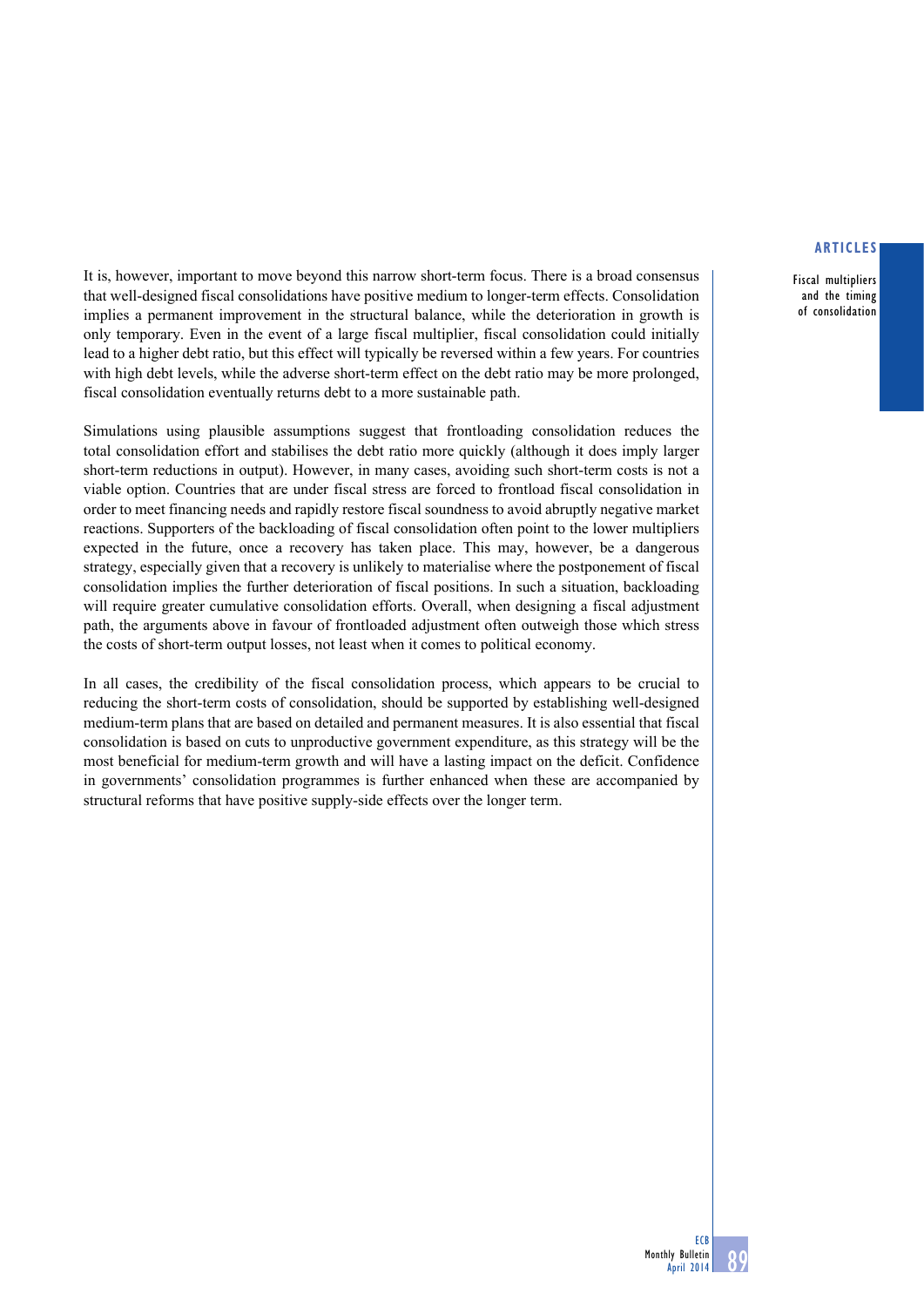It is, however, important to move beyond this narrow short-term focus. There is a broad consensus that well-designed fiscal consolidations have positive medium to longer-term effects. Consolidation implies a permanent improvement in the structural balance, while the deterioration in growth is only temporary. Even in the event of a large fiscal multiplier, fiscal consolidation could initially lead to a higher debt ratio, but this effect will typically be reversed within a few years. For countries with high debt levels, while the adverse short-term effect on the debt ratio may be more prolonged, fiscal consolidation eventually returns debt to a more sustainable path.

Simulations using plausible assumptions suggest that frontloading consolidation reduces the total consolidation effort and stabilises the debt ratio more quickly (although it does imply larger short-term reductions in output). However, in many cases, avoiding such short-term costs is not a viable option. Countries that are under fiscal stress are forced to frontload fiscal consolidation in order to meet financing needs and rapidly restore fiscal soundness to avoid abruptly negative market reactions. Supporters of the backloading of fiscal consolidation often point to the lower multipliers expected in the future, once a recovery has taken place. This may, however, be a dangerous strategy, especially given that a recovery is unlikely to materialise where the postponement of fiscal consolidation implies the further deterioration of fiscal positions. In such a situation, backloading will require greater cumulative consolidation efforts. Overall, when designing a fiscal adjustment path, the arguments above in favour of frontloaded adjustment often outweigh those which stress the costs of short-term output losses, not least when it comes to political economy.

In all cases, the credibility of the fiscal consolidation process, which appears to be crucial to reducing the short-term costs of consolidation, should be supported by establishing well-designed medium-term plans that are based on detailed and permanent measures. It is also essential that fiscal consolidation is based on cuts to unproductive government expenditure, as this strategy will be the most beneficial for medium-term growth and will have a lasting impact on the deficit. Confidence in governments' consolidation programmes is further enhanced when these are accompanied by structural reforms that have positive supply-side effects over the longer term.